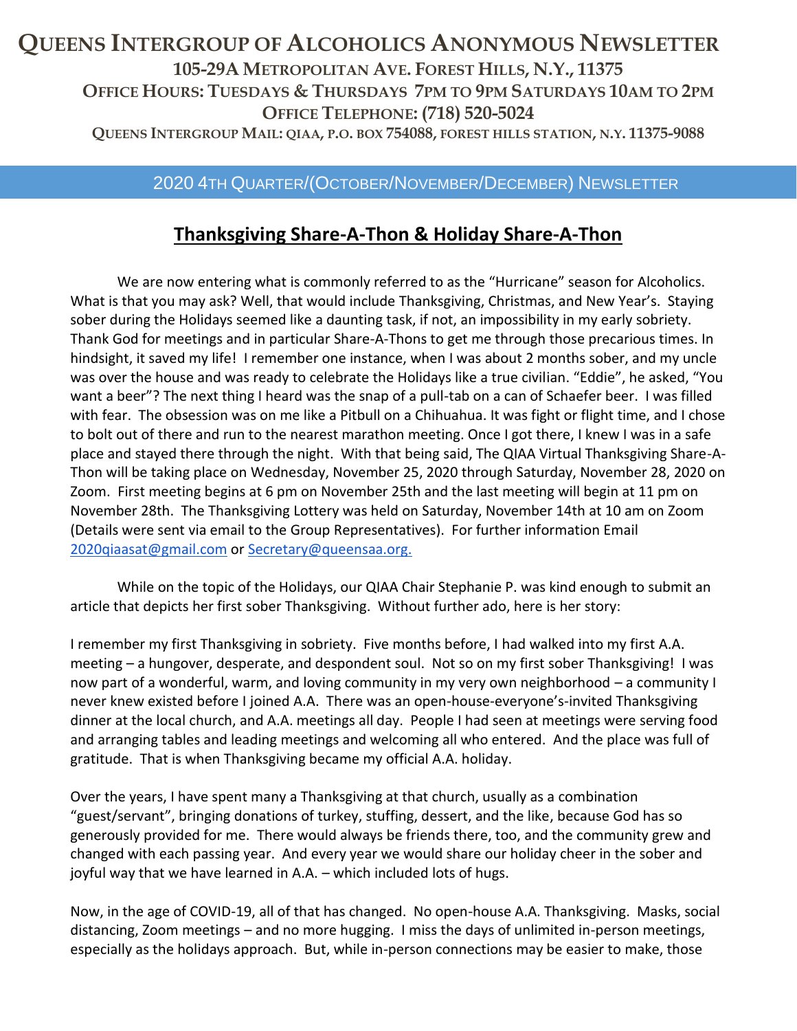# Queens Intergroup of Alcoholics Anonymous Newsletter

**105-29A Metropolitan Ave. Forest Hills, N.Y., 11375**

**Office Hours: Tuesdays & Thursdays 7PM to 9PM Saturdays 10AM to 2PM**

**Office Telephone: (718) 520-5024**

**Queens Intergroup Mail: QIAA, P.O. Box 754088, Forest Hills Station, N.Y. 11375-9088**

## 2020 4th Quarter/(October/November/December) Newsletter

## Thanksgiving Share-A-Thon & Holiday Share-A-Thon

We are now entering what is commonly referred to as the "Hurricane" season for Alcoholics. What is that you may ask? Well, that would include Thanksgiving, Christmas, and New Year's. Staying sober during the Holidays seemed like a daunting task, if not, an impossibility in my early sobriety. Thank God for meetings and in particular Share-A-Thons to get me through those precarious times. In hindsight, it saved my life! I remember one instance, when I was about 2 months sober, and my uncle was over the house and was ready to celebrate the Holidays like a true civilian. "Eddie", he asked, "You want a beer"? The next thing I heard was the snap of a pull-tab on a can of Schaefer beer. I was filled with fear. The obsession was on me like a Pitbull on a Chihuahua. It was fight or flight time, and I chose to bolt out of there and run to the nearest marathon meeting. Once I got there, I knew I was in a safe place and stayed there through the night. With that being said, The QIAA Virtual Thanksgiving Share-A-Thon will be taking place on Wednesday, November 25, 2020 through Saturday, November 28, 2020 on Zoom. First meeting begins at 6 pm on November 25th and the last meeting will begin at 11 pm on November 28th. The Thanksgiving Lottery was held on Saturday, November 14th at 10 am on Zoom (Details were sent via email to the Group Representatives). For further information Email 2020qiaasat@gmail.com or Secretary@queensaa.org.

While on the topic of the Holidays, our QIAA Chair Stephanie P. was kind enough to submit an article that depicts her first sober Thanksgiving. Without further ado, here is her story:

I remember my first Thanksgiving in sobriety. Five months before, I had walked into my first A.A. meeting – a hungover, desperate, and despondent soul. Not so on my first sober Thanksgiving! I was now part of a wonderful, warm, and loving community in my very own neighborhood – a community I never knew existed before I joined A.A. There was an open-house-everyone's-invited Thanksgiving dinner at the local church, and A.A. meetings all day. People I had seen at meetings were serving food and arranging tables and leading meetings and welcoming all who entered. And the place was full of gratitude. That is when Thanksgiving became my official A.A. holiday.

Over the years, I have spent many a Thanksgiving at that church, usually as a combination "guest/servant", bringing donations of turkey, stuffing, dessert, and the like, because God has so generously provided for me. There would always be friends there, too, and the community grew and changed with each passing year. And every year we would share our holiday cheer in the sober and joyful way that we have learned in A.A. – which included lots of hugs.

Now, in the age of COVID-19, all of that has changed. No open-house A.A. Thanksgiving. Masks, social distancing, Zoom meetings – and no more hugging. I miss the days of unlimited in-person meetings, especially as the holidays approach. But, while in-person connections may be easier to make, those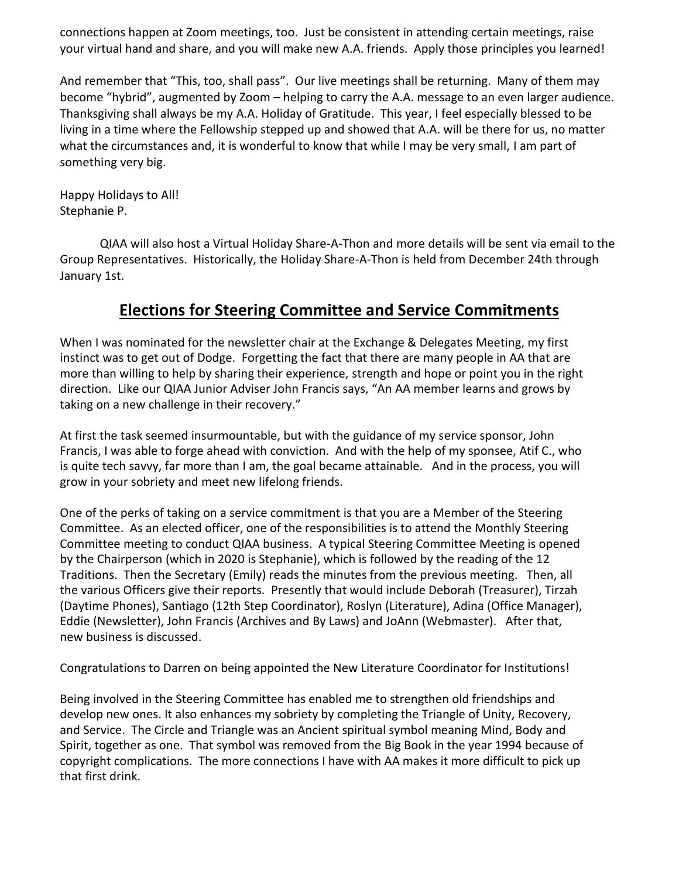connections happen at Zoom meetings, too. Just be consistent in attending certain meetings, raise your virtual hand and share, and you will make new A.A. friends. Apply those principles you learned!

And remember that "This, too, shall pass". Our live meetings shall be returning. Many of them may become "hybrid", augmented by Zoom – helping to carry the A.A. message to an even larger audience. Thanksgiving shall always be my A.A. Holiday of Gratitude. This year, I feel especially blessed to be living in a time where the Fellowship stepped up and showed that A.A. will be there for us, no matter what the circumstances and, it is wonderful to know that while I may be very small, I am part of something very big.

Happy Holidays to All!
Stephanie P.

QIAA will also host a Virtual Holiday Share-A-Thon and more details will be sent via email to the Group Representatives. Historically, the Holiday Share-A-Thon is held from December 24th through January 1st.

## Elections for Steering Committee and Service Commitments

When I was nominated for the newsletter chair at the Exchange & Delegates Meeting, my first instinct was to get out of Dodge. Forgetting the fact that there are many people in AA that are more than willing to help by sharing their experience, strength and hope or point you in the right direction. Like our QIAA Junior Adviser John Francis says, "An AA member learns and grows by taking on a new challenge in their recovery."

At first the task seemed insurmountable, but with the guidance of my service sponsor, John Francis, I was able to forge ahead with conviction. And with the help of my sponsee, Atif C., who is quite tech savvy, far more than I am, the goal became attainable. And in the process, you will grow in your sobriety and meet new lifelong friends.

One of the perks of taking on a service commitment is that you are a Member of the Steering Committee. As an elected officer, one of the responsibilities is to attend the Monthly Steering Committee meeting to conduct QIAA business. A typical Steering Committee Meeting is opened by the Chairperson (which in 2020 is Stephanie), which is followed by the reading of the 12 Traditions. Then the Secretary (Emily) reads the minutes from the previous meeting. Then, all the various Officers give their reports. Presently that would include Deborah (Treasurer), Tirzah (Daytime Phones), Santiago (12th Step Coordinator), Roslyn (Literature), Adina (Office Manager), Eddie (Newsletter), John Francis (Archives and By Laws) and JoAnn (Webmaster). After that, new business is discussed.

Congratulations to Darren on being appointed the New Literature Coordinator for Institutions!

Being involved in the Steering Committee has enabled me to strengthen old friendships and develop new ones. It also enhances my sobriety by completing the Triangle of Unity, Recovery, and Service. The Circle and Triangle was an Ancient spiritual symbol meaning Mind, Body and Spirit, together as one. That symbol was removed from the Big Book in the year 1994 because of copyright complications. The more connections I have with AA makes it more difficult to pick up that first drink.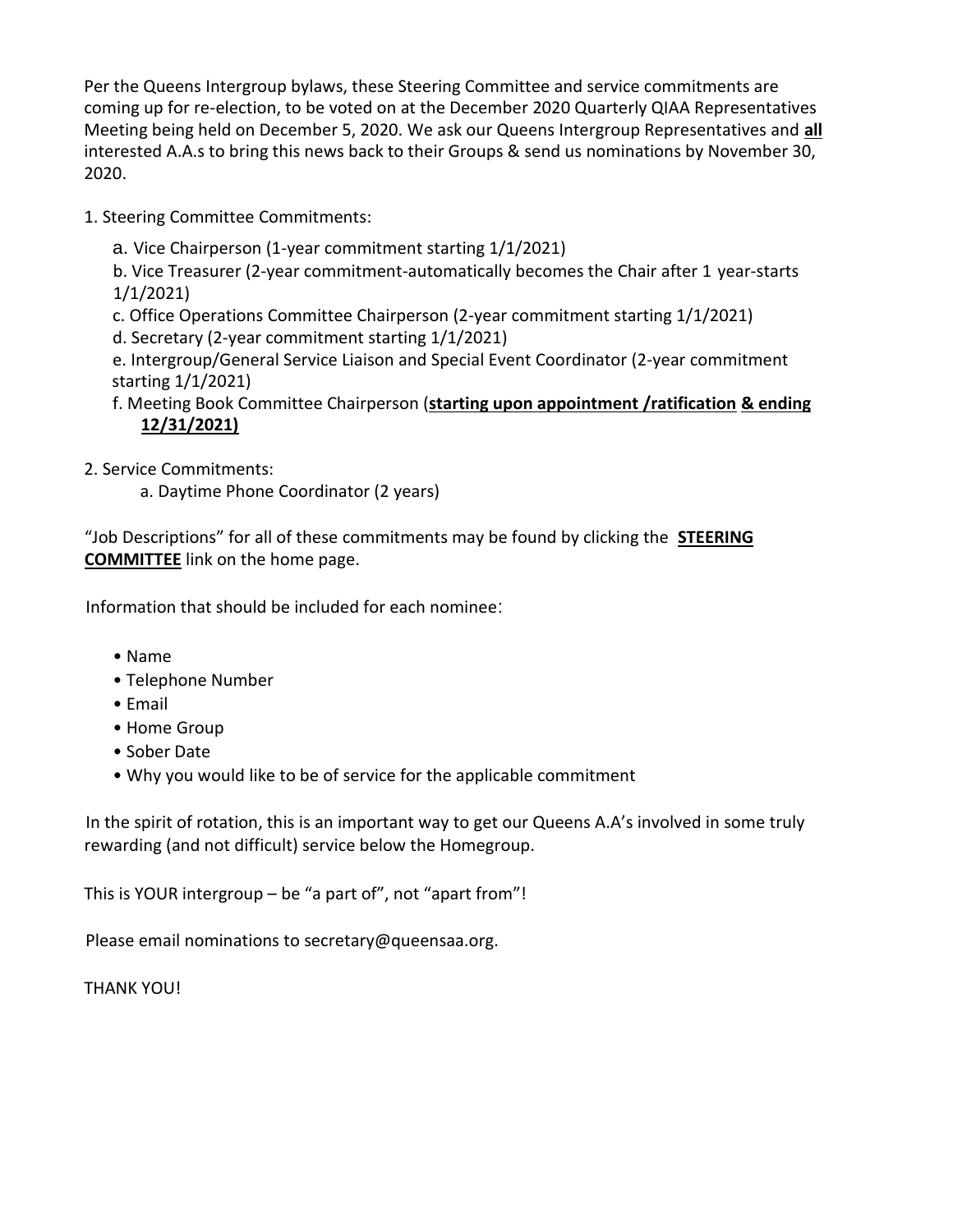Per the Queens Intergroup bylaws, these Steering Committee and service commitments are coming up for re-election, to be voted on at the December 2020 Quarterly QIAA Representatives Meeting being held on December 5, 2020. We ask our Queens Intergroup Representatives and **all** interested A.A.s to bring this news back to their Groups & send us nominations by November 30, 2020.

1. Steering Committee Commitments:

   a. Vice Chairperson (1-year commitment starting 1/1/2021)

   b. Vice Treasurer (2-year commitment-automatically becomes the Chair after 1 year-starts 1/1/2021)

   c. Office Operations Committee Chairperson (2-year commitment starting 1/1/2021)

   d. Secretary (2-year commitment starting 1/1/2021)

   e. Intergroup/General Service Liaison and Special Event Coordinator (2-year commitment starting 1/1/2021)

   f. Meeting Book Committee Chairperson (**starting upon appointment /ratification & ending 12/31/2021)**

2. Service Commitments:

   a. Daytime Phone Coordinator (2 years)

"Job Descriptions" for all of these commitments may be found by clicking the **STEERING COMMITTEE** link on the home page.

Information that should be included for each nominee:

- Name
- Telephone Number
- Email
- Home Group
- Sober Date
- Why you would like to be of service for the applicable commitment

In the spirit of rotation, this is an important way to get our Queens A.A's involved in some truly rewarding (and not difficult) service below the Homegroup.

This is YOUR intergroup – be "a part of", not "apart from"!

Please email nominations to secretary@queensaa.org.

THANK YOU!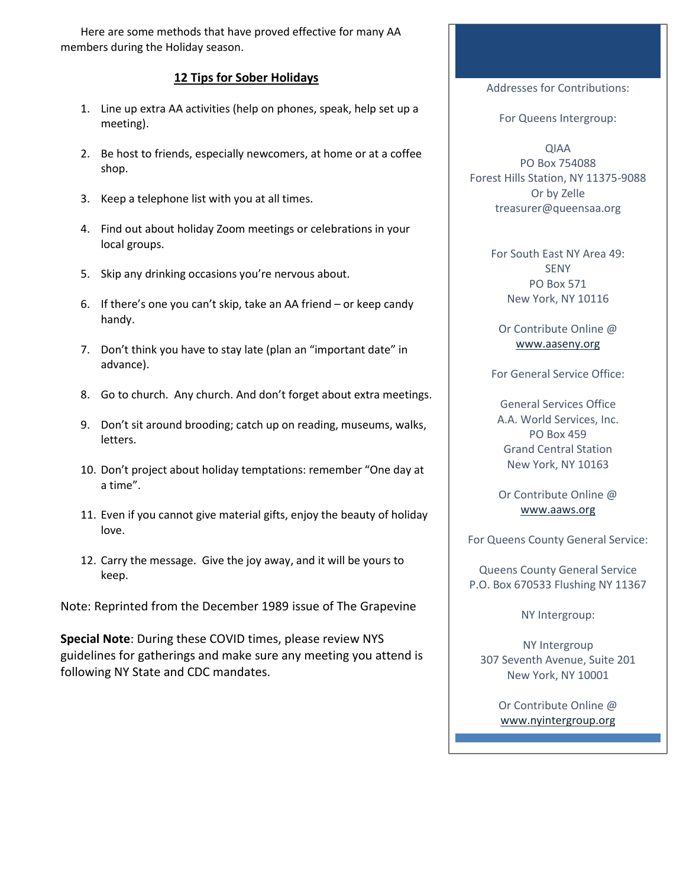Here are some methods that have proved effective for many AA members during the Holiday season.

## 12 Tips for Sober Holidays

1. Line up extra AA activities (help on phones, speak, help set up a meeting).
2. Be host to friends, especially newcomers, at home or at a coffee shop.
3. Keep a telephone list with you at all times.
4. Find out about holiday Zoom meetings or celebrations in your local groups.
5. Skip any drinking occasions you're nervous about.
6. If there's one you can't skip, take an AA friend – or keep candy handy.
7. Don't think you have to stay late (plan an "important date" in advance).
8. Go to church. Any church. And don't forget about extra meetings.
9. Don't sit around brooding; catch up on reading, museums, walks, letters.
10. Don't project about holiday temptations: remember "One day at a time".
11. Even if you cannot give material gifts, enjoy the beauty of holiday love.
12. Carry the message. Give the joy away, and it will be yours to keep.

Note: Reprinted from the December 1989 issue of The Grapevine

**Special Note**: During these COVID times, please review NYS guidelines for gatherings and make sure any meeting you attend is following NY State and CDC mandates.

---

Addresses for Contributions:

For Queens Intergroup:

QIAA
PO Box 754088
Forest Hills Station, NY 11375-9088
Or by Zelle
treasurer@queensaa.org

For South East NY Area 49:
SENY
PO Box 571
New York, NY 10116

Or Contribute Online @
www.aaseny.org

For General Service Office:

General Services Office
A.A. World Services, Inc.
PO Box 459
Grand Central Station
New York, NY 10163

Or Contribute Online @
www.aaws.org

For Queens County General Service:

Queens County General Service
P.O. Box 670533 Flushing NY 11367

NY Intergroup:

NY Intergroup
307 Seventh Avenue, Suite 201
New York, NY 10001

Or Contribute Online @
www.nyintergroup.org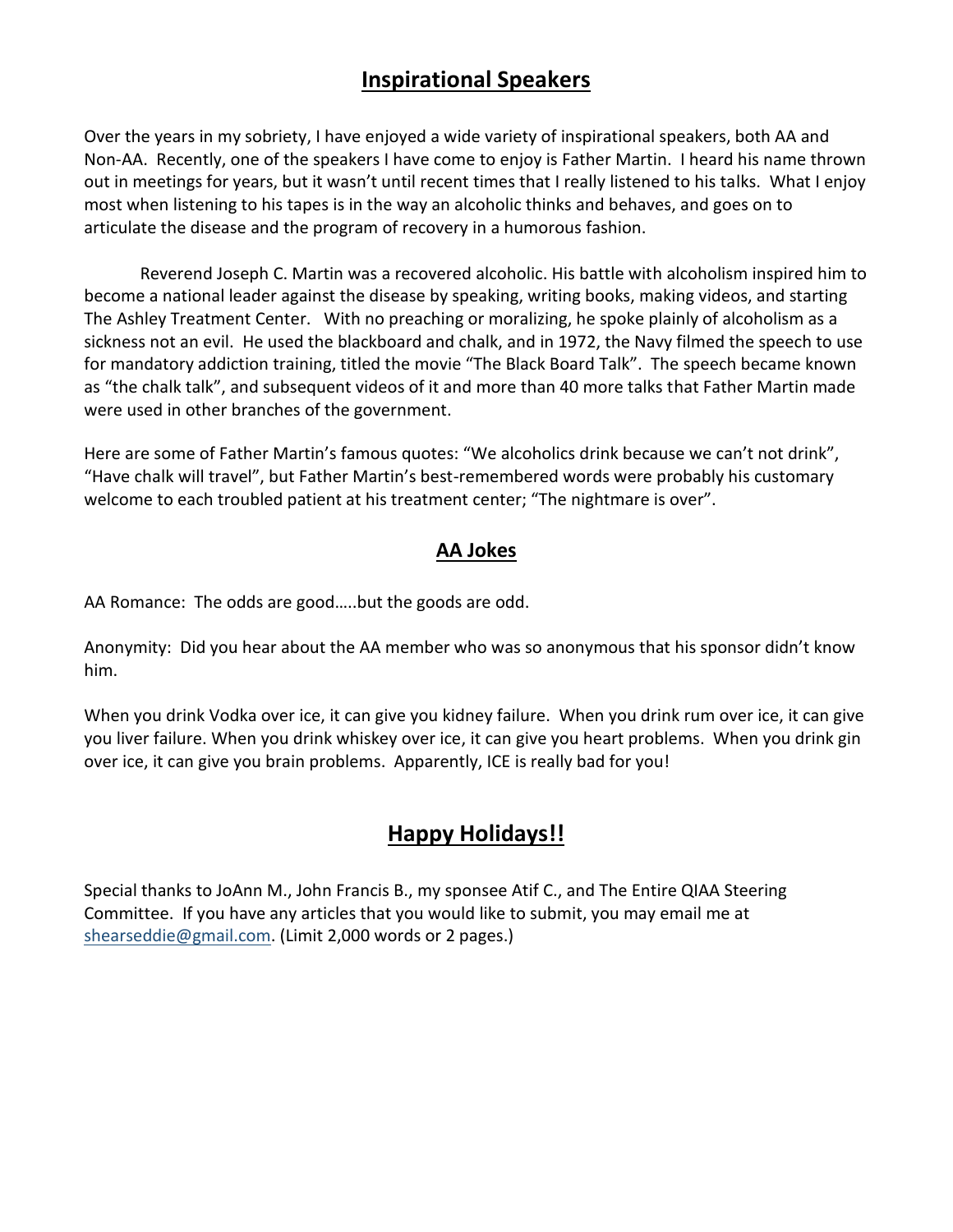## Inspirational Speakers

Over the years in my sobriety, I have enjoyed a wide variety of inspirational speakers, both AA and Non-AA. Recently, one of the speakers I have come to enjoy is Father Martin. I heard his name thrown out in meetings for years, but it wasn't until recent times that I really listened to his talks. What I enjoy most when listening to his tapes is in the way an alcoholic thinks and behaves, and goes on to articulate the disease and the program of recovery in a humorous fashion.

Reverend Joseph C. Martin was a recovered alcoholic. His battle with alcoholism inspired him to become a national leader against the disease by speaking, writing books, making videos, and starting The Ashley Treatment Center. With no preaching or moralizing, he spoke plainly of alcoholism as a sickness not an evil. He used the blackboard and chalk, and in 1972, the Navy filmed the speech to use for mandatory addiction training, titled the movie "The Black Board Talk". The speech became known as "the chalk talk", and subsequent videos of it and more than 40 more talks that Father Martin made were used in other branches of the government.

Here are some of Father Martin's famous quotes: "We alcoholics drink because we can't not drink", "Have chalk will travel", but Father Martin's best-remembered words were probably his customary welcome to each troubled patient at his treatment center; "The nightmare is over".

### AA Jokes

AA Romance: The odds are good…..but the goods are odd.

Anonymity: Did you hear about the AA member who was so anonymous that his sponsor didn't know him.

When you drink Vodka over ice, it can give you kidney failure. When you drink rum over ice, it can give you liver failure. When you drink whiskey over ice, it can give you heart problems. When you drink gin over ice, it can give you brain problems. Apparently, ICE is really bad for you!

## Happy Holidays!!

Special thanks to JoAnn M., John Francis B., my sponsee Atif C., and The Entire QIAA Steering Committee. If you have any articles that you would like to submit, you may email me at shearseddie@gmail.com. (Limit 2,000 words or 2 pages.)